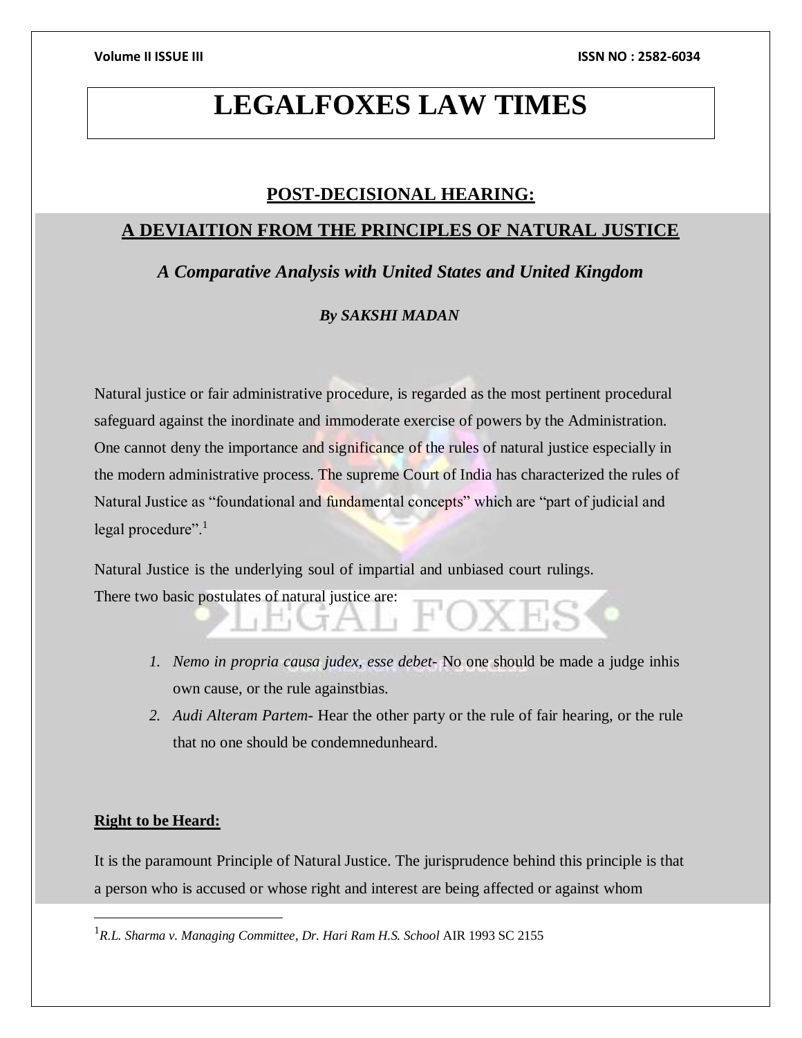# LEGALFOXES LAW TIMES

## POST-DECISIONAL HEARING:

## A DEVIAITION FROM THE PRINCIPLES OF NATURAL JUSTICE

### *A Comparative Analysis with United States and United Kingdom*

***By SAKSHI MADAN***

Natural justice or fair administrative procedure, is regarded as the most pertinent procedural safeguard against the inordinate and immoderate exercise of powers by the Administration. One cannot deny the importance and significance of the rules of natural justice especially in the modern administrative process. The supreme Court of India has characterized the rules of Natural Justice as "foundational and fundamental concepts" which are "part of judicial and legal procedure".[1]

Natural Justice is the underlying soul of impartial and unbiased court rulings. There two basic postulates of natural justice are:

1. *Nemo in propria causa judex, esse debet*- No one should be made a judge inhis own cause, or the rule againstbias.
2. *Audi Alteram Partem*- Hear the other party or the rule of fair hearing, or the rule that no one should be condemnedunheard.

**Right to be Heard:**

It is the paramount Principle of Natural Justice. The jurisprudence behind this principle is that a person who is accused or whose right and interest are being affected or against whom

[1] *R.L. Sharma v. Managing Committee, Dr. Hari Ram H.S. School* AIR 1993 SC 2155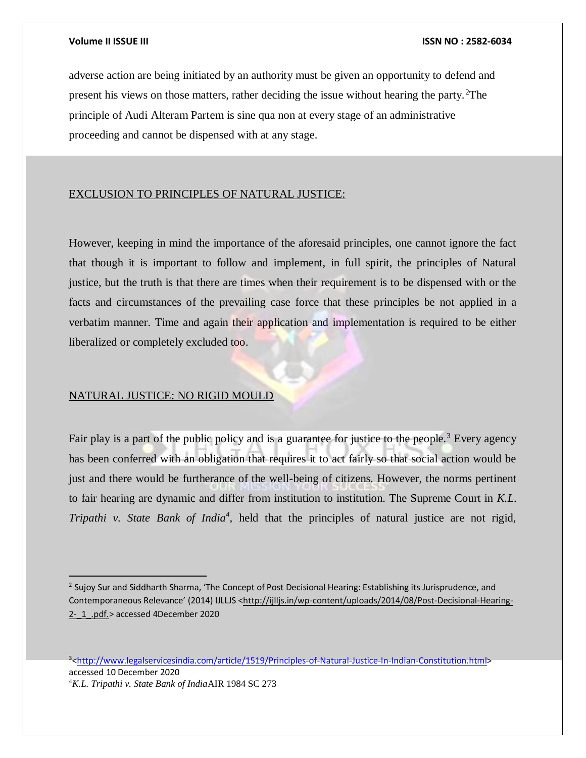adverse action are being initiated by an authority must be given an opportunity to defend and present his views on those matters, rather deciding the issue without hearing the party.[2]The principle of Audi Alteram Partem is sine qua non at every stage of an administrative proceeding and cannot be dispensed with at any stage.

## EXCLUSION TO PRINCIPLES OF NATURAL JUSTICE:

However, keeping in mind the importance of the aforesaid principles, one cannot ignore the fact that though it is important to follow and implement, in full spirit, the principles of Natural justice, but the truth is that there are times when their requirement is to be dispensed with or the facts and circumstances of the prevailing case force that these principles be not applied in a verbatim manner. Time and again their application and implementation is required to be either liberalized or completely excluded too.

## NATURAL JUSTICE: NO RIGID MOULD

Fair play is a part of the public policy and is a guarantee for justice to the people.[3] Every agency has been conferred with an obligation that requires it to act fairly so that social action would be just and there would be furtherance of the well-being of citizens. However, the norms pertinent to fair hearing are dynamic and differ from institution to institution. The Supreme Court in *K.L. Tripathi v. State Bank of India*[4], held that the principles of natural justice are not rigid,

---

[2] Sujoy Sur and Siddharth Sharma, 'The Concept of Post Decisional Hearing: Establishing its Jurisprudence, and Contemporaneous Relevance' (2014) IJLLJS <http://ijlljs.in/wp-content/uploads/2014/08/Post-Decisional-Hearing-2-_1_.pdf.> accessed 4December 2020

[3]<http://www.legalservicesindia.com/article/1519/Principles-of-Natural-Justice-In-Indian-Constitution.html> accessed 10 December 2020

[4]*K.L. Tripathi v. State Bank of India*AIR 1984 SC 273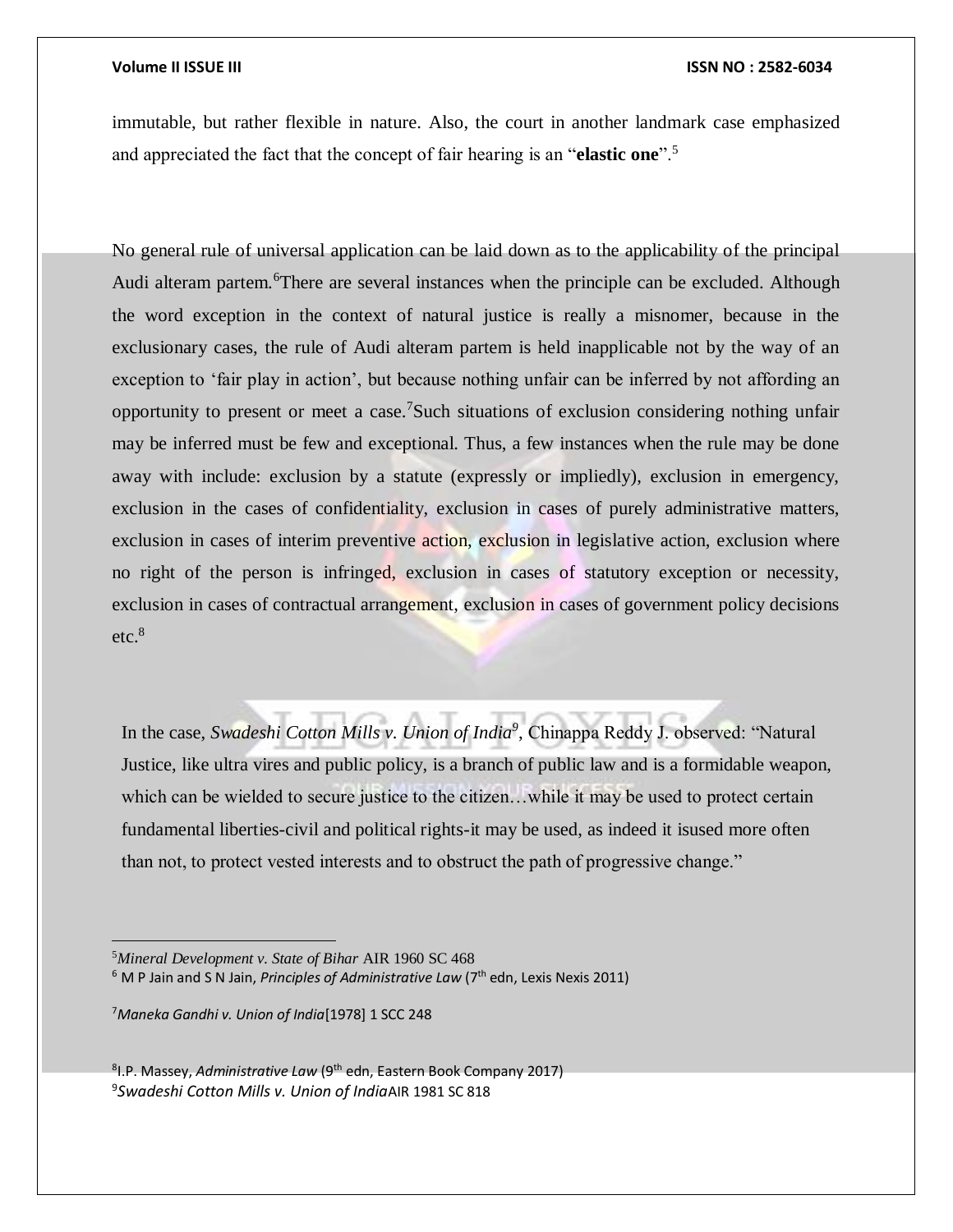immutable, but rather flexible in nature. Also, the court in another landmark case emphasized and appreciated the fact that the concept of fair hearing is an "**elastic one**".[5]

No general rule of universal application can be laid down as to the applicability of the principal Audi alteram partem.[6]There are several instances when the principle can be excluded. Although the word exception in the context of natural justice is really a misnomer, because in the exclusionary cases, the rule of Audi alteram partem is held inapplicable not by the way of an exception to 'fair play in action', but because nothing unfair can be inferred by not affording an opportunity to present or meet a case.[7]Such situations of exclusion considering nothing unfair may be inferred must be few and exceptional. Thus, a few instances when the rule may be done away with include: exclusion by a statute (expressly or impliedly), exclusion in emergency, exclusion in the cases of confidentiality, exclusion in cases of purely administrative matters, exclusion in cases of interim preventive action, exclusion in legislative action, exclusion where no right of the person is infringed, exclusion in cases of statutory exception or necessity, exclusion in cases of contractual arrangement, exclusion in cases of government policy decisions etc.[8]

In the case, *Swadeshi Cotton Mills v. Union of India*[9], Chinappa Reddy J. observed: "Natural Justice, like ultra vires and public policy, is a branch of public law and is a formidable weapon, which can be wielded to secure justice to the citizen…while it may be used to protect certain fundamental liberties-civil and political rights-it may be used, as indeed it isused more often than not, to protect vested interests and to obstruct the path of progressive change."

---

[5]*Mineral Development v. State of Bihar* AIR 1960 SC 468

[6] M P Jain and S N Jain, *Principles of Administrative Law* (7th edn, Lexis Nexis 2011)

[7]*Maneka Gandhi v. Union of India*[1978] 1 SCC 248

[8]I.P. Massey, *Administrative Law* (9th edn, Eastern Book Company 2017)

[9]*Swadeshi Cotton Mills v. Union of India*AIR 1981 SC 818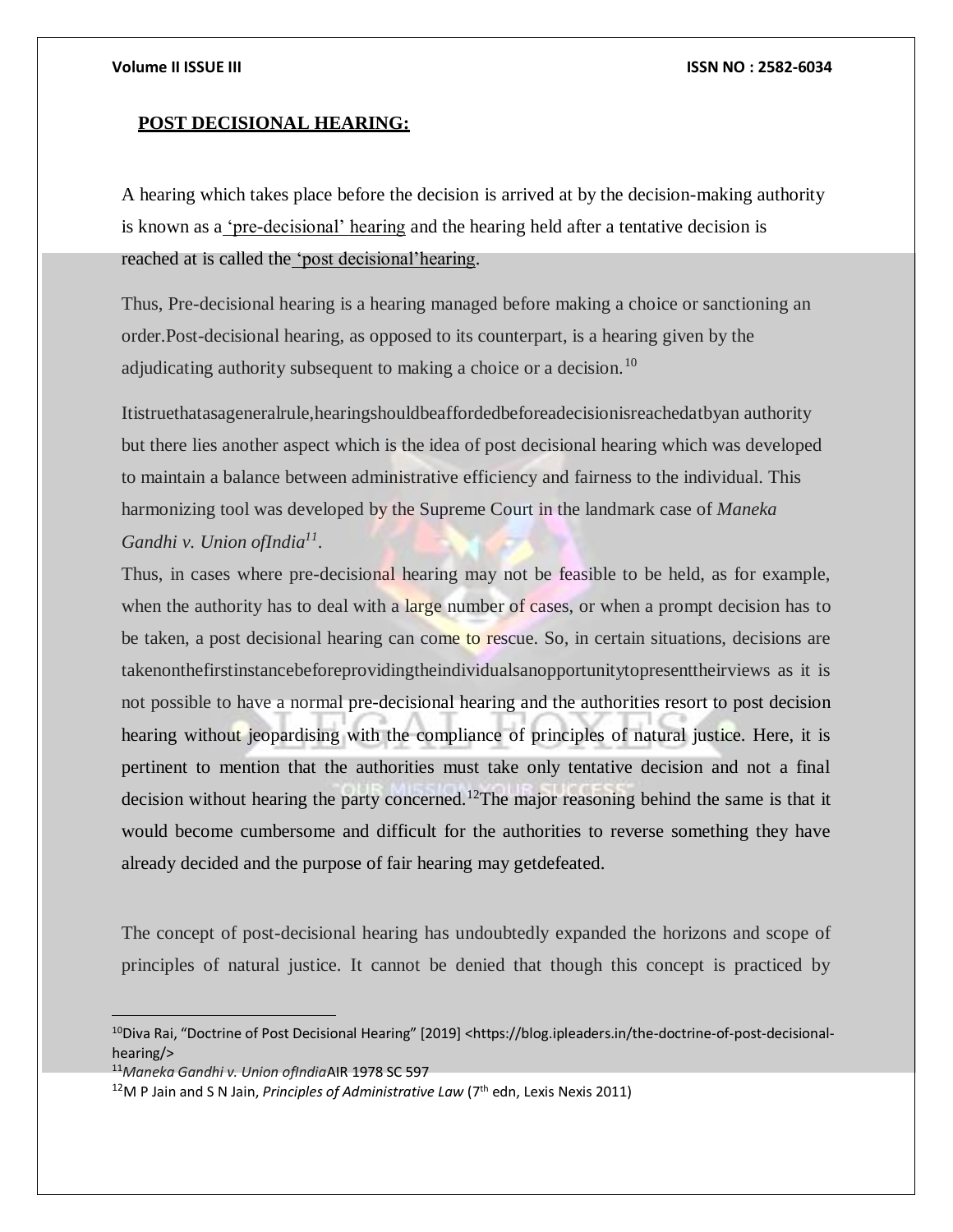## POST DECISIONAL HEARING:

A hearing which takes place before the decision is arrived at by the decision-making authority is known as a 'pre-decisional' hearing and the hearing held after a tentative decision is reached at is called the 'post decisional'hearing.

Thus, Pre-decisional hearing is a hearing managed before making a choice or sanctioning an order.Post-decisional hearing, as opposed to its counterpart, is a hearing given by the adjudicating authority subsequent to making a choice or a decision.[10]

Itistruethatasageneralrule,hearingshouldbeaffordedbeforeadecisionisreachedatbyan authority but there lies another aspect which is the idea of post decisional hearing which was developed to maintain a balance between administrative efficiency and fairness to the individual. This harmonizing tool was developed by the Supreme Court in the landmark case of *Maneka Gandhi v. Union ofIndia*[11].

Thus, in cases where pre-decisional hearing may not be feasible to be held, as for example, when the authority has to deal with a large number of cases, or when a prompt decision has to be taken, a post decisional hearing can come to rescue. So, in certain situations, decisions are takenonthefirstinstancebeforeprovidingtheindividualsanopportunitytopresenttheirviews as it is not possible to have a normal pre-decisional hearing and the authorities resort to post decision hearing without jeopardising with the compliance of principles of natural justice. Here, it is pertinent to mention that the authorities must take only tentative decision and not a final decision without hearing the party concerned.[12]The major reasoning behind the same is that it would become cumbersome and difficult for the authorities to reverse something they have already decided and the purpose of fair hearing may getdefeated.

The concept of post-decisional hearing has undoubtedly expanded the horizons and scope of principles of natural justice. It cannot be denied that though this concept is practiced by

---

[10] Diva Rai, "Doctrine of Post Decisional Hearing" [2019] <https://blog.ipleaders.in/the-doctrine-of-post-decisional-hearing/>

[11] *Maneka Gandhi v. Union ofIndia*AIR 1978 SC 597

[12] M P Jain and S N Jain, *Principles of Administrative Law* (7th edn, Lexis Nexis 2011)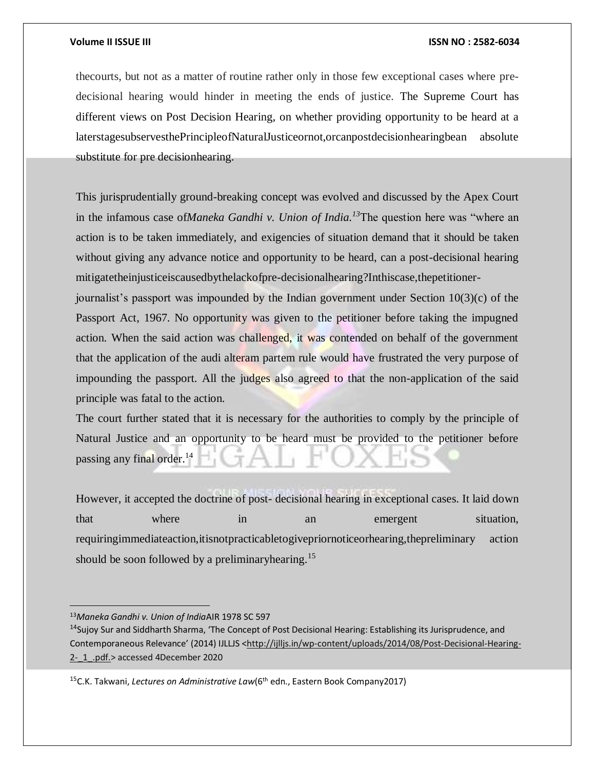thecourts, but not as a matter of routine rather only in those few exceptional cases where pre-decisional hearing would hinder in meeting the ends of justice. The Supreme Court has different views on Post Decision Hearing, on whether providing opportunity to be heard at a laterstagesubservesthePrincipleofNaturalJusticeornot,orcanpostdecisionhearingbean absolute substitute for pre decisionhearing.

This jurisprudentially ground-breaking concept was evolved and discussed by the Apex Court in the infamous case of*Maneka Gandhi v. Union of India.*[13]The question here was "where an action is to be taken immediately, and exigencies of situation demand that it should be taken without giving any advance notice and opportunity to be heard, can a post-decisional hearing mitigatetheinjusticeiscausedbythelackofpre-decisionalhearing?Inthiscase,thepetitioner-journalist's passport was impounded by the Indian government under Section 10(3)(c) of the Passport Act, 1967. No opportunity was given to the petitioner before taking the impugned action. When the said action was challenged, it was contended on behalf of the government that the application of the audi alteram partem rule would have frustrated the very purpose of impounding the passport. All the judges also agreed to that the non-application of the said principle was fatal to the action.

The court further stated that it is necessary for the authorities to comply by the principle of Natural Justice and an opportunity to be heard must be provided to the petitioner before passing any final order.[14]

However, it accepted the doctrine of post- decisional hearing in exceptional cases. It laid down that where in an emergent situation, requiringimmediateaction,itisnotpracticabletogivepriornoticeorhearing,thepreliminary action should be soon followed by a preliminaryhearing.[15]

---

[13]*Maneka Gandhi v. Union of India*AIR 1978 SC 597

[14]Sujoy Sur and Siddharth Sharma, 'The Concept of Post Decisional Hearing: Establishing its Jurisprudence, and Contemporaneous Relevance' (2014) IJLLJS <http://ijlljs.in/wp-content/uploads/2014/08/Post-Decisional-Hearing-2-_1_.pdf.> accessed 4December 2020

[15]C.K. Takwani, *Lectures on Administrative Law*(6th edn., Eastern Book Company2017)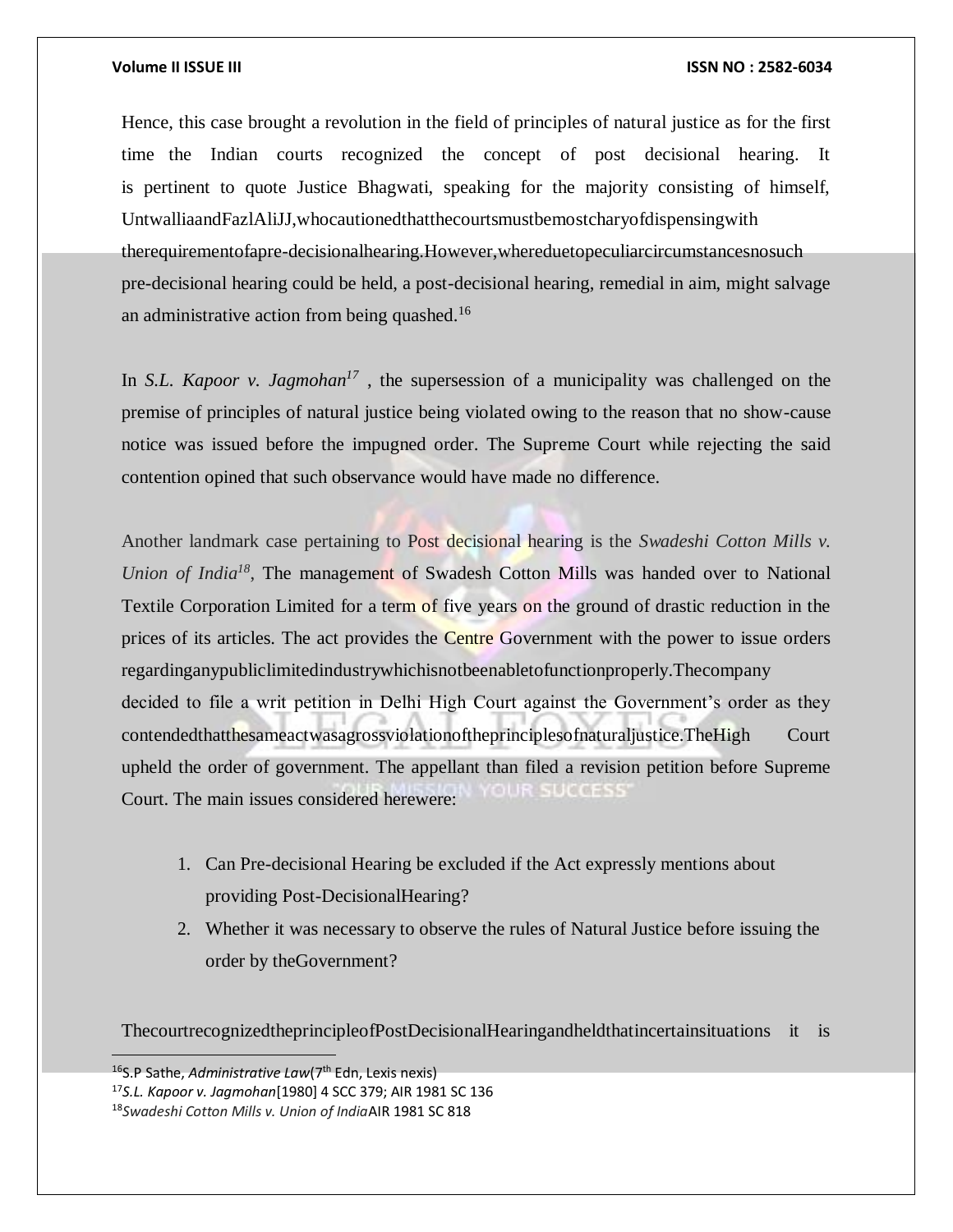Hence, this case brought a revolution in the field of principles of natural justice as for the first time the Indian courts recognized the concept of post decisional hearing. It is pertinent to quote Justice Bhagwati, speaking for the majority consisting of himself, UntwalliaandFazlAliJJ,whocautionedthatthecourtsmustbemostcharyofdispensingwith therequirementofapre-decisionalhearing.However,whereduetopeculiarcircumstancesnosuch pre-decisional hearing could be held, a post-decisional hearing, remedial in aim, might salvage an administrative action from being quashed.[16]

In *S.L. Kapoor v. Jagmohan*[17] , the supersession of a municipality was challenged on the premise of principles of natural justice being violated owing to the reason that no show-cause notice was issued before the impugned order. The Supreme Court while rejecting the said contention opined that such observance would have made no difference.

Another landmark case pertaining to Post decisional hearing is the *Swadeshi Cotton Mills v. Union of India*[18], The management of Swadesh Cotton Mills was handed over to National Textile Corporation Limited for a term of five years on the ground of drastic reduction in the prices of its articles. The act provides the Centre Government with the power to issue orders regardinganypubliclimitedindustrywhichisnotbeenabletofunctionproperly.Thecompany decided to file a writ petition in Delhi High Court against the Government's order as they contendedthatthesameactwasagrossviolationoftheprinciplesofnaturaljustice.TheHigh Court upheld the order of government. The appellant than filed a revision petition before Supreme Court. The main issues considered herewere:

1. Can Pre-decisional Hearing be excluded if the Act expressly mentions about providing Post-DecisionalHearing?
2. Whether it was necessary to observe the rules of Natural Justice before issuing the order by theGovernment?

ThecourtrecognizedtheprincipleofPostDecisionalHearingandheldthatincertainsituations it is

---

[16]S.P Sathe, *Administrative Law*(7th Edn, Lexis nexis)

[17]*S.L. Kapoor v. Jagmohan*[1980] 4 SCC 379; AIR 1981 SC 136

[18]*Swadeshi Cotton Mills v. Union of India*AIR 1981 SC 818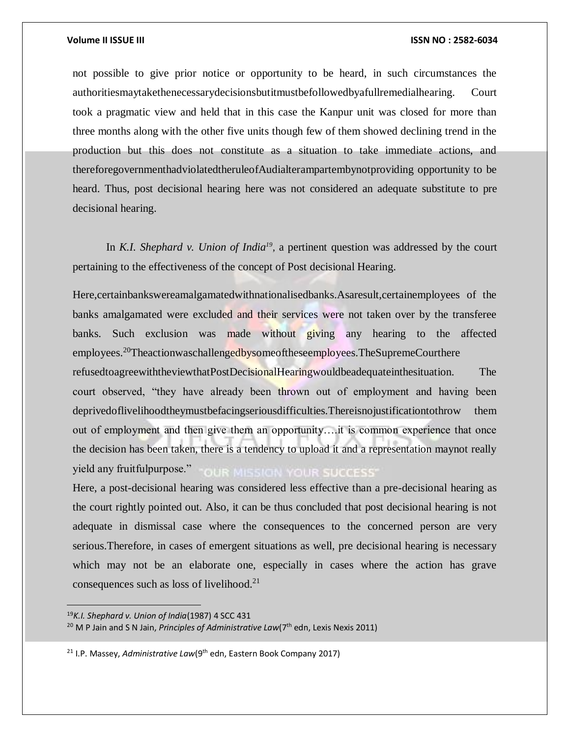not possible to give prior notice or opportunity to be heard, in such circumstances the authoritiesmaytakethenecessarydecisionsbutitmustbefollowedbyafullremedialhearing. Court took a pragmatic view and held that in this case the Kanpur unit was closed for more than three months along with the other five units though few of them showed declining trend in the production but this does not constitute as a situation to take immediate actions, and thereforegovernmenthadviolatedtheruleofAudialterampartembynotproviding opportunity to be heard. Thus, post decisional hearing here was not considered an adequate substitute to pre decisional hearing.

In *K.I. Shephard v. Union of India*[19], a pertinent question was addressed by the court pertaining to the effectiveness of the concept of Post decisional Hearing.

Here,certainbankswereamalgamatedwithnationalisedbanks.Asaresult,certainemployees of the banks amalgamated were excluded and their services were not taken over by the transferee banks. Such exclusion was made without giving any hearing to the affected employees.[20]TheactionwaschallengedbysomeoftheseemployeesTheSupremeCourthere refusedtoagreewiththeviewthatPostDecisionalHearingwouldbeadequateinthesituation. The court observed, "they have already been thrown out of employment and having been deprivedoflivelihoodtheymustbefacingseriousdifficulties.Thereisnojustificationtothrow them out of employment and then give them an opportunity….it is common experience that once the decision has been taken, there is a tendency to upload it and a representation maynot really yield any fruitfulpurpose."

Here, a post-decisional hearing was considered less effective than a pre-decisional hearing as the court rightly pointed out. Also, it can be thus concluded that post decisional hearing is not adequate in dismissal case where the consequences to the concerned person are very serious.Therefore, in cases of emergent situations as well, pre decisional hearing is necessary which may not be an elaborate one, especially in cases where the action has grave consequences such as loss of livelihood.[21]

---

[19] *K.I. Shephard v. Union of India*(1987) 4 SCC 431

[20] M P Jain and S N Jain, *Principles of Administrative Law*(7th edn, Lexis Nexis 2011)

[21] I.P. Massey, *Administrative Law*(9th edn, Eastern Book Company 2017)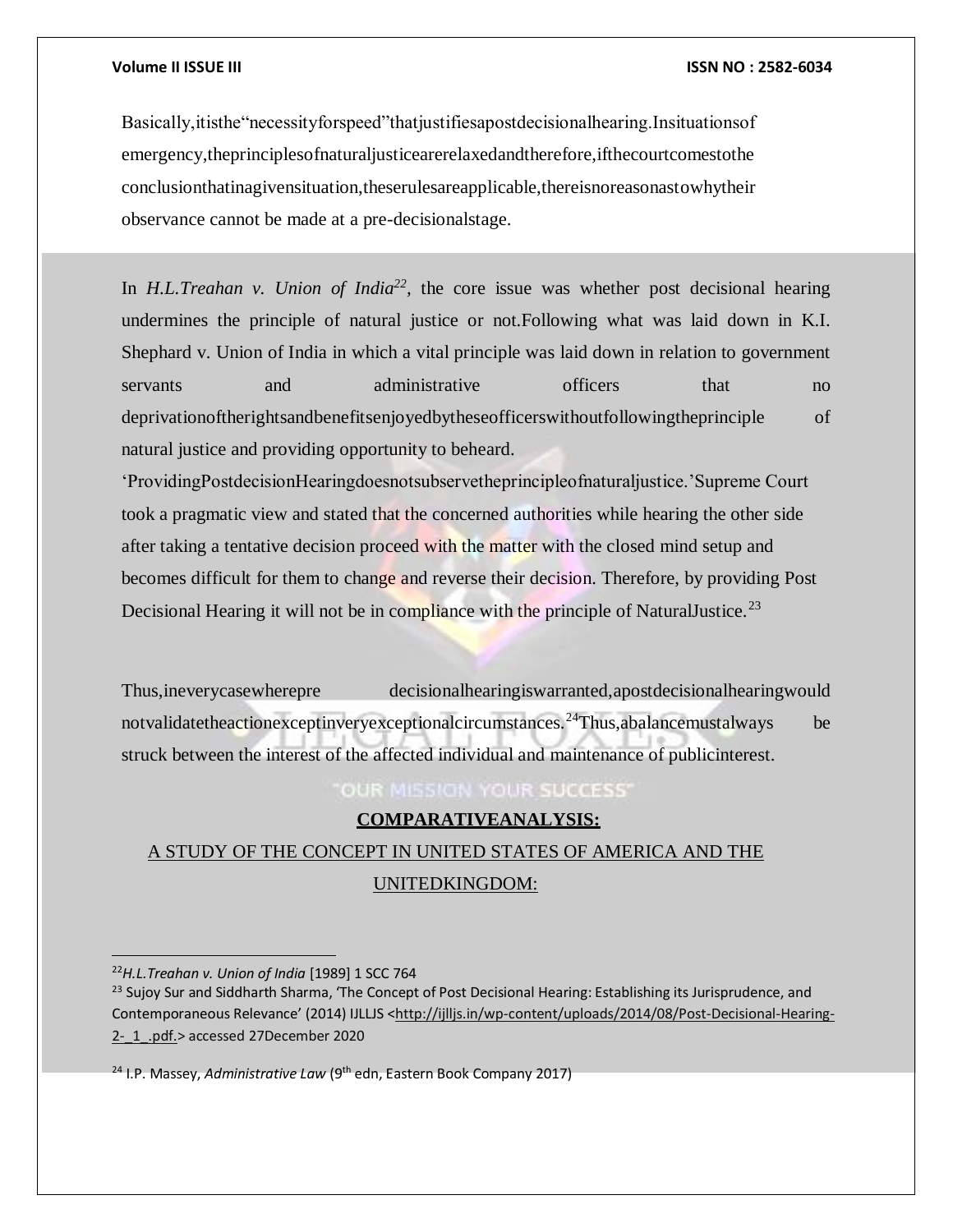Basically, it is the "necessity for speed" that justifies a post decisional hearing. In situations of emergency, the principles of natural justice are relaxed and therefore, if the court comes to the conclusion that in a given situation, these rules are applicable, there is no reason as to why their observance cannot be made at a pre-decisional stage.

In *H.L.Treahan v. Union of India*[22], the core issue was whether post decisional hearing undermines the principle of natural justice or not. Following what was laid down in K.I. Shephard v. Union of India in which a vital principle was laid down in relation to government servants and administrative officers that no deprivation of the rights and benefits enjoyed by these officers without following the principle of natural justice and providing opportunity to be heard.

'Providing Post decision Hearing does not subserve the principle of natural justice.' Supreme Court took a pragmatic view and stated that the concerned authorities while hearing the other side after taking a tentative decision proceed with the matter with the closed mind setup and becomes difficult for them to change and reverse their decision. Therefore, by providing Post Decisional Hearing it will not be in compliance with the principle of Natural Justice.[23]

Thus, in every case where pre decisional hearing is warranted, a post decisional hearing would not validate the action except in very exceptional circumstances.[24] Thus, a balance must always be struck between the interest of the affected individual and maintenance of public interest.

**COMPARATIVE ANALYSIS:**

A STUDY OF THE CONCEPT IN UNITED STATES OF AMERICA AND THE UNITED KINGDOM:

---

[22] *H.L.Treahan v. Union of India* [1989] 1 SCC 764

[23] Sujoy Sur and Siddharth Sharma, 'The Concept of Post Decisional Hearing: Establishing its Jurisprudence, and Contemporaneous Relevance' (2014) IJLLJS <http://ijlljs.in/wp-content/uploads/2014/08/Post-Decisional-Hearing-2-_1_.pdf.> accessed 27December 2020

[24] I.P. Massey, *Administrative Law* (9th edn, Eastern Book Company 2017)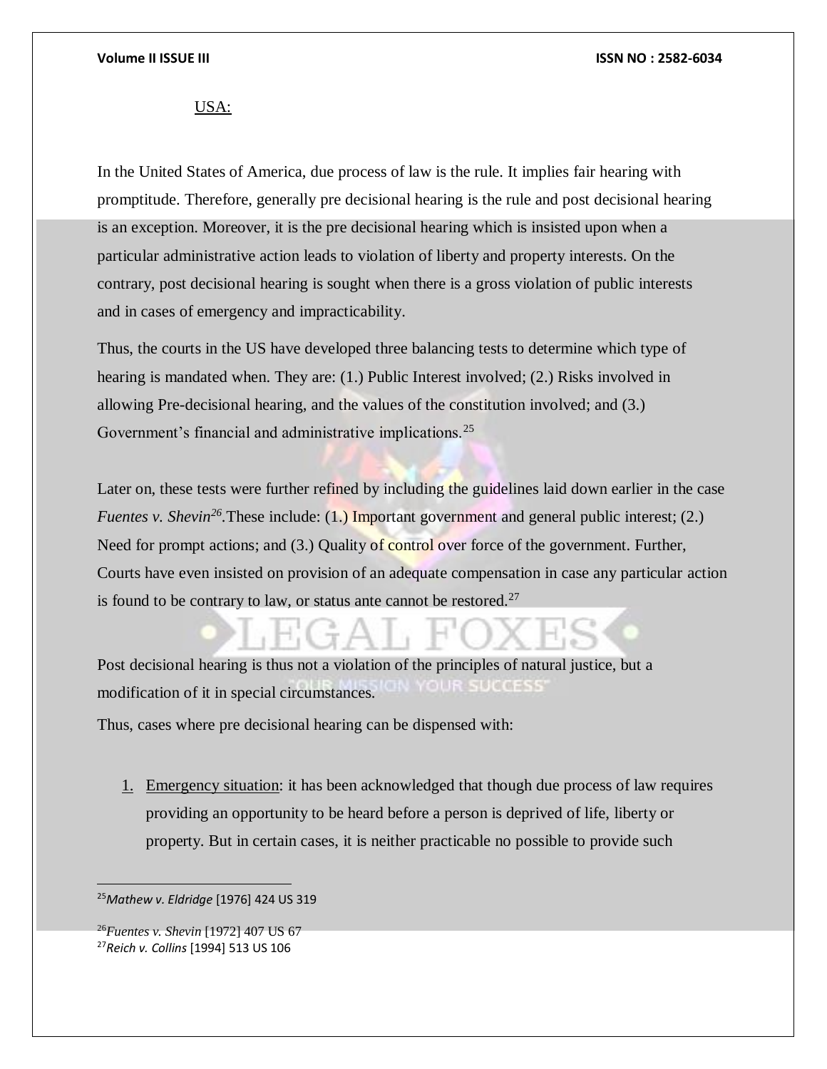USA:

In the United States of America, due process of law is the rule. It implies fair hearing with promptitude. Therefore, generally pre decisional hearing is the rule and post decisional hearing is an exception. Moreover, it is the pre decisional hearing which is insisted upon when a particular administrative action leads to violation of liberty and property interests. On the contrary, post decisional hearing is sought when there is a gross violation of public interests and in cases of emergency and impracticability.

Thus, the courts in the US have developed three balancing tests to determine which type of hearing is mandated when. They are: (1.) Public Interest involved; (2.) Risks involved in allowing Pre-decisional hearing, and the values of the constitution involved; and (3.) Government's financial and administrative implications.[25]

Later on, these tests were further refined by including the guidelines laid down earlier in the case *Fuentes v. Shevin*[26].These include: (1.) Important government and general public interest; (2.) Need for prompt actions; and (3.) Quality of control over force of the government. Further, Courts have even insisted on provision of an adequate compensation in case any particular action is found to be contrary to law, or status ante cannot be restored.[27]

Post decisional hearing is thus not a violation of the principles of natural justice, but a modification of it in special circumstances.

Thus, cases where pre decisional hearing can be dispensed with:

1. Emergency situation: it has been acknowledged that though due process of law requires providing an opportunity to be heard before a person is deprived of life, liberty or property. But in certain cases, it is neither practicable no possible to provide such

---

[25] *Mathew v. Eldridge* [1976] 424 US 319

[26] *Fuentes v. Shevin* [1972] 407 US 67

[27] *Reich v. Collins* [1994] 513 US 106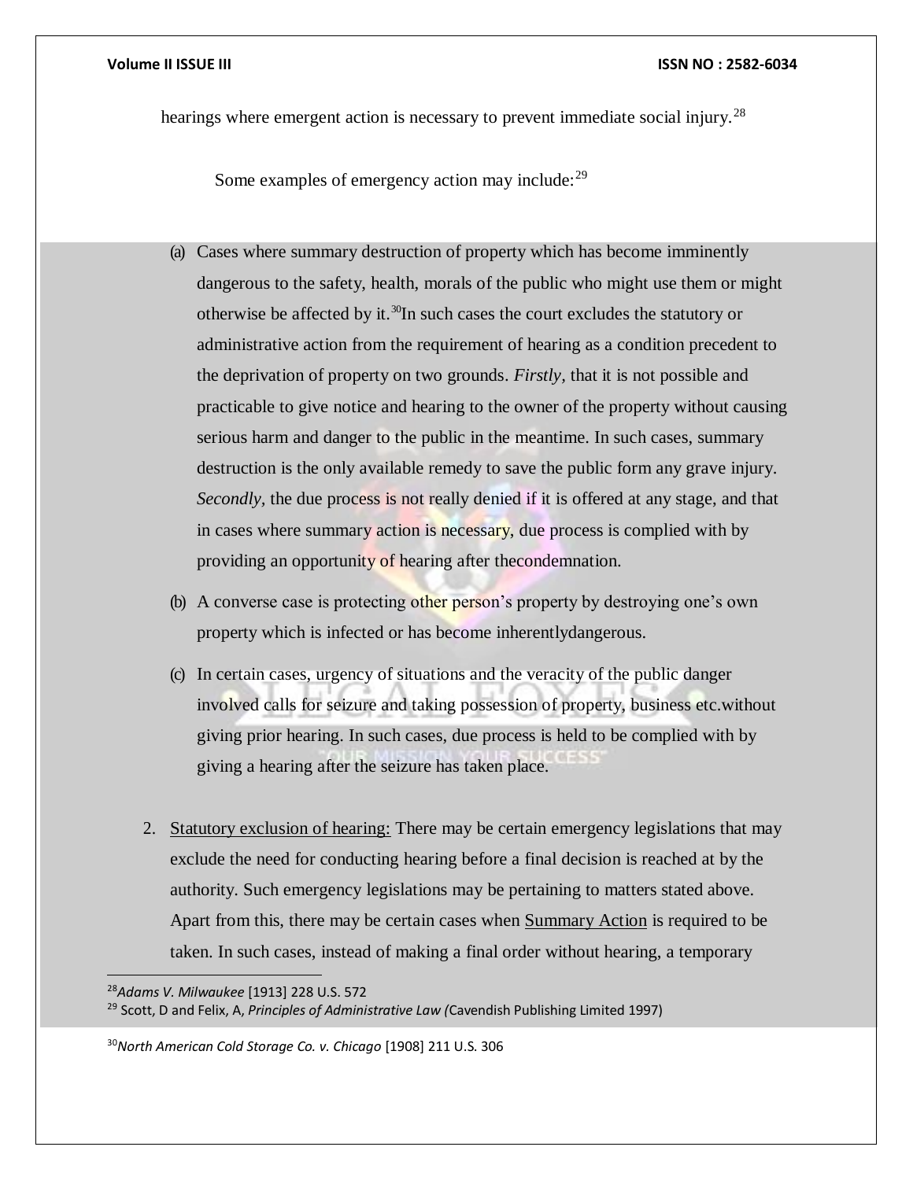hearings where emergent action is necessary to prevent immediate social injury.[28]

Some examples of emergency action may include:[29]

(a) Cases where summary destruction of property which has become imminently dangerous to the safety, health, morals of the public who might use them or might otherwise be affected by it.[30]In such cases the court excludes the statutory or administrative action from the requirement of hearing as a condition precedent to the deprivation of property on two grounds. *Firstly*, that it is not possible and practicable to give notice and hearing to the owner of the property without causing serious harm and danger to the public in the meantime. In such cases, summary destruction is the only available remedy to save the public form any grave injury. *Secondly*, the due process is not really denied if it is offered at any stage, and that in cases where summary action is necessary, due process is complied with by providing an opportunity of hearing after thecondemnation.

(b) A converse case is protecting other person's property by destroying one's own property which is infected or has become inherentlydangerous.

(c) In certain cases, urgency of situations and the veracity of the public danger involved calls for seizure and taking possession of property, business etc.without giving prior hearing. In such cases, due process is held to be complied with by giving a hearing after the seizure has taken place.

2. Statutory exclusion of hearing: There may be certain emergency legislations that may exclude the need for conducting hearing before a final decision is reached at by the authority. Such emergency legislations may be pertaining to matters stated above. Apart from this, there may be certain cases when Summary Action is required to be taken. In such cases, instead of making a final order without hearing, a temporary

---

[28] *Adams V. Milwaukee* [1913] 228 U.S. 572

[29] Scott, D and Felix, A, *Principles of Administrative Law (*Cavendish Publishing Limited 1997)

[30] *North American Cold Storage Co. v. Chicago* [1908] 211 U.S. 306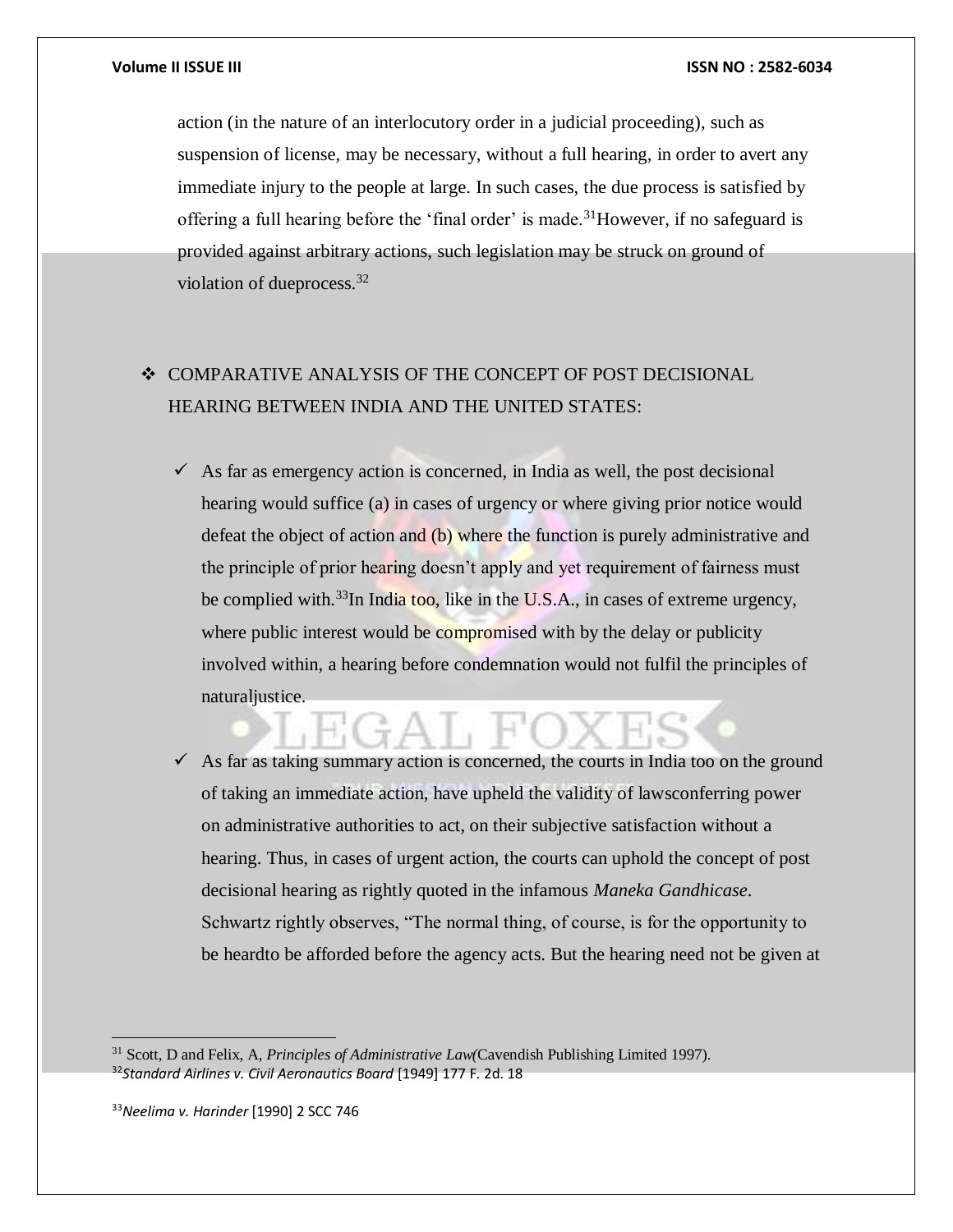action (in the nature of an interlocutory order in a judicial proceeding), such as suspension of license, may be necessary, without a full hearing, in order to avert any immediate injury to the people at large. In such cases, the due process is satisfied by offering a full hearing before the 'final order' is made.[31] However, if no safeguard is provided against arbitrary actions, such legislation may be struck on ground of violation of dueprocess.[32]

- COMPARATIVE ANALYSIS OF THE CONCEPT OF POST DECISIONAL HEARING BETWEEN INDIA AND THE UNITED STATES:

  - As far as emergency action is concerned, in India as well, the post decisional hearing would suffice (a) in cases of urgency or where giving prior notice would defeat the object of action and (b) where the function is purely administrative and the principle of prior hearing doesn't apply and yet requirement of fairness must be complied with.[33] In India too, like in the U.S.A., in cases of extreme urgency, where public interest would be compromised with by the delay or publicity involved within, a hearing before condemnation would not fulfil the principles of naturaljustice.

  - As far as taking summary action is concerned, the courts in India too on the ground of taking an immediate action, have upheld the validity of lawsconferring power on administrative authorities to act, on their subjective satisfaction without a hearing. Thus, in cases of urgent action, the courts can uphold the concept of post decisional hearing as rightly quoted in the infamous *Maneka Gandhicase*. Schwartz rightly observes, "The normal thing, of course, is for the opportunity to be heardto be afforded before the agency acts. But the hearing need not be given at

---

[31] Scott, D and Felix, A, *Principles of Administrative Law*(Cavendish Publishing Limited 1997).

[32] *Standard Airlines v. Civil Aeronautics Board* [1949] 177 F. 2d. 18

[33] *Neelima v. Harinder* [1990] 2 SCC 746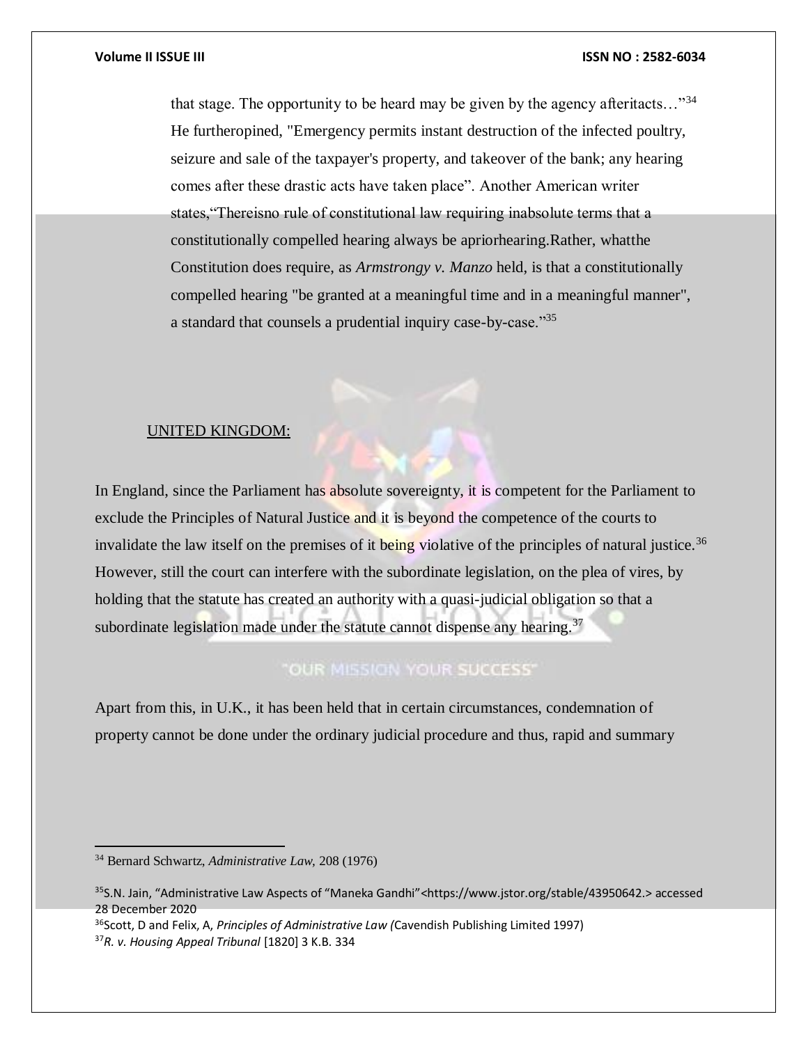that stage. The opportunity to be heard may be given by the agency afteritacts…"[34] He furtheropined, "Emergency permits instant destruction of the infected poultry, seizure and sale of the taxpayer's property, and takeover of the bank; any hearing comes after these drastic acts have taken place". Another American writer states,"Thereisno rule of constitutional law requiring inabsolute terms that a constitutionally compelled hearing always be apriorhearing.Rather, whatthe Constitution does require, as *Armstrongy v. Manzo* held, is that a constitutionally compelled hearing "be granted at a meaningful time and in a meaningful manner", a standard that counsels a prudential inquiry case-by-case."[35]

UNITED KINGDOM:

In England, since the Parliament has absolute sovereignty, it is competent for the Parliament to exclude the Principles of Natural Justice and it is beyond the competence of the courts to invalidate the law itself on the premises of it being violative of the principles of natural justice.[36] However, still the court can interfere with the subordinate legislation, on the plea of vires, by holding that the statute has created an authority with a quasi-judicial obligation so that a subordinate legislation made under the statute cannot dispense any hearing.[37]

Apart from this, in U.K., it has been held that in certain circumstances, condemnation of property cannot be done under the ordinary judicial procedure and thus, rapid and summary

---

[34] Bernard Schwartz, *Administrative Law,* 208 (1976)

[35] S.N. Jain, "Administrative Law Aspects of "Maneka Gandhi"<https://www.jstor.org/stable/43950642.> accessed 28 December 2020

[36] Scott, D and Felix, A, *Principles of Administrative Law (*Cavendish Publishing Limited 1997)

[37] *R. v. Housing Appeal Tribunal* [1820] 3 K.B. 334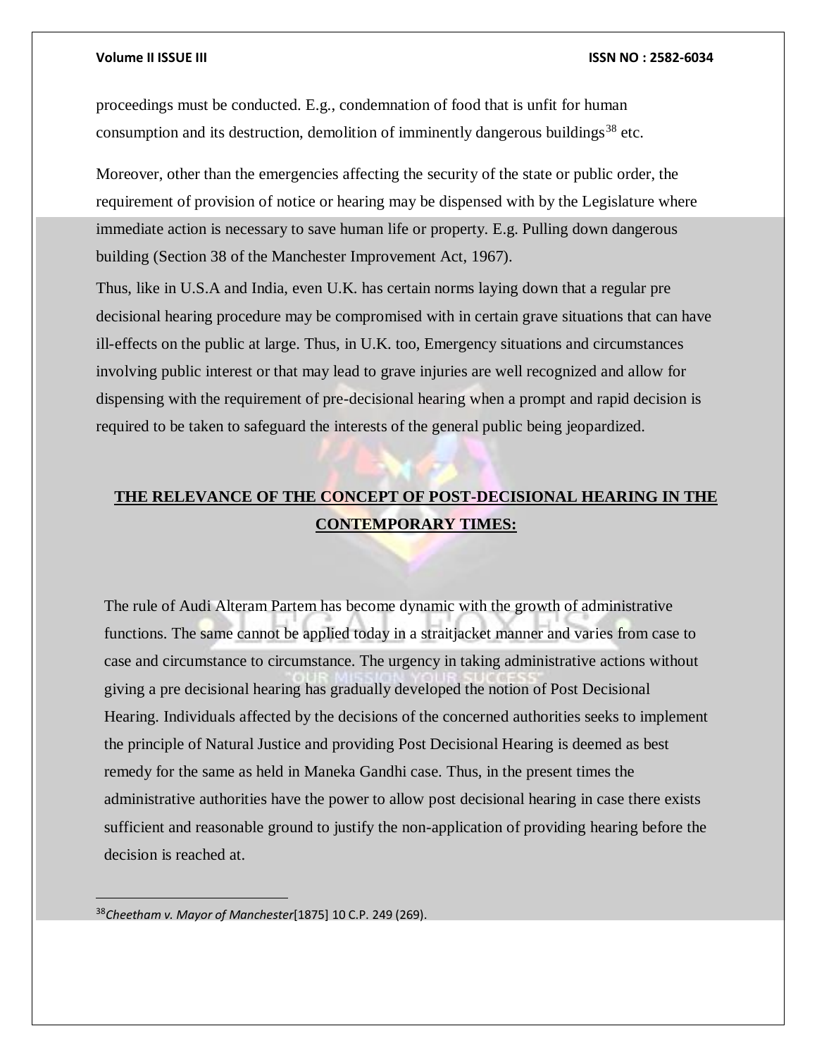proceedings must be conducted. E.g., condemnation of food that is unfit for human consumption and its destruction, demolition of imminently dangerous buildings[38] etc.

Moreover, other than the emergencies affecting the security of the state or public order, the requirement of provision of notice or hearing may be dispensed with by the Legislature where immediate action is necessary to save human life or property. E.g. Pulling down dangerous building (Section 38 of the Manchester Improvement Act, 1967).

Thus, like in U.S.A and India, even U.K. has certain norms laying down that a regular pre decisional hearing procedure may be compromised with in certain grave situations that can have ill-effects on the public at large. Thus, in U.K. too, Emergency situations and circumstances involving public interest or that may lead to grave injuries are well recognized and allow for dispensing with the requirement of pre-decisional hearing when a prompt and rapid decision is required to be taken to safeguard the interests of the general public being jeopardized.

## THE RELEVANCE OF THE CONCEPT OF POST-DECISIONAL HEARING IN THE CONTEMPORARY TIMES:

The rule of Audi Alteram Partem has become dynamic with the growth of administrative functions. The same cannot be applied today in a straitjacket manner and varies from case to case and circumstance to circumstance. The urgency in taking administrative actions without giving a pre decisional hearing has gradually developed the notion of Post Decisional Hearing. Individuals affected by the decisions of the concerned authorities seeks to implement the principle of Natural Justice and providing Post Decisional Hearing is deemed as best remedy for the same as held in Maneka Gandhi case. Thus, in the present times the administrative authorities have the power to allow post decisional hearing in case there exists sufficient and reasonable ground to justify the non-application of providing hearing before the decision is reached at.

---

[38] *Cheetham v. Mayor of Manchester*[1875] 10 C.P. 249 (269).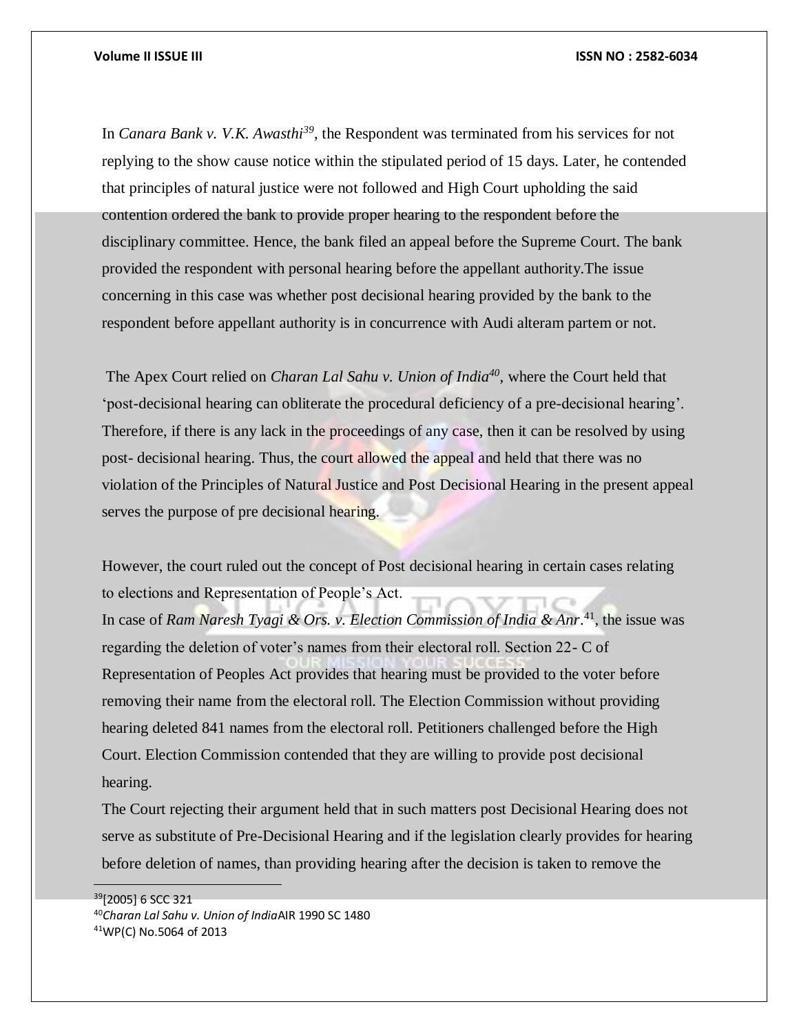In *Canara Bank v. V.K. Awasthi*[39], the Respondent was terminated from his services for not replying to the show cause notice within the stipulated period of 15 days. Later, he contended that principles of natural justice were not followed and High Court upholding the said contention ordered the bank to provide proper hearing to the respondent before the disciplinary committee. Hence, the bank filed an appeal before the Supreme Court. The bank provided the respondent with personal hearing before the appellant authority.The issue concerning in this case was whether post decisional hearing provided by the bank to the respondent before appellant authority is in concurrence with Audi alteram partem or not.

The Apex Court relied on *Charan Lal Sahu v. Union of India*[40], where the Court held that 'post-decisional hearing can obliterate the procedural deficiency of a pre-decisional hearing'. Therefore, if there is any lack in the proceedings of any case, then it can be resolved by using post- decisional hearing. Thus, the court allowed the appeal and held that there was no violation of the Principles of Natural Justice and Post Decisional Hearing in the present appeal serves the purpose of pre decisional hearing.

However, the court ruled out the concept of Post decisional hearing in certain cases relating to elections and Representation of People's Act.

In case of *Ram Naresh Tyagi & Ors. v. Election Commission of India & Anr*.[41], the issue was regarding the deletion of voter's names from their electoral roll. Section 22- C of Representation of Peoples Act provides that hearing must be provided to the voter before removing their name from the electoral roll. The Election Commission without providing hearing deleted 841 names from the electoral roll. Petitioners challenged before the High Court. Election Commission contended that they are willing to provide post decisional hearing.

The Court rejecting their argument held that in such matters post Decisional Hearing does not serve as substitute of Pre-Decisional Hearing and if the legislation clearly provides for hearing before deletion of names, than providing hearing after the decision is taken to remove the

---

[39] [2005] 6 SCC 321

[40] *Charan Lal Sahu v. Union of India*AIR 1990 SC 1480

[41] WP(C) No.5064 of 2013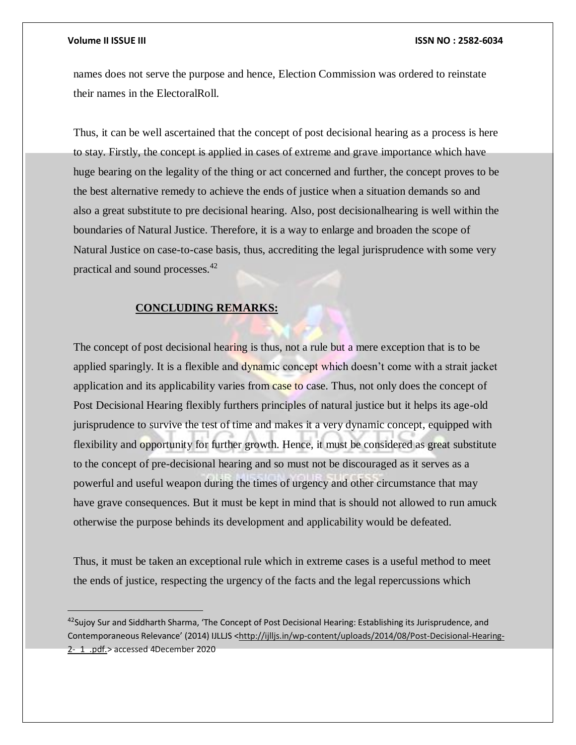names does not serve the purpose and hence, Election Commission was ordered to reinstate their names in the ElectoralRoll.

Thus, it can be well ascertained that the concept of post decisional hearing as a process is here to stay. Firstly, the concept is applied in cases of extreme and grave importance which have huge bearing on the legality of the thing or act concerned and further, the concept proves to be the best alternative remedy to achieve the ends of justice when a situation demands so and also a great substitute to pre decisional hearing. Also, post decisionalhearing is well within the boundaries of Natural Justice. Therefore, it is a way to enlarge and broaden the scope of Natural Justice on case-to-case basis, thus, accrediting the legal jurisprudence with some very practical and sound processes.[42]

## CONCLUDING REMARKS:

The concept of post decisional hearing is thus, not a rule but a mere exception that is to be applied sparingly. It is a flexible and dynamic concept which doesn't come with a strait jacket application and its applicability varies from case to case. Thus, not only does the concept of Post Decisional Hearing flexibly furthers principles of natural justice but it helps its age-old jurisprudence to survive the test of time and makes it a very dynamic concept, equipped with flexibility and opportunity for further growth. Hence, it must be considered as great substitute to the concept of pre-decisional hearing and so must not be discouraged as it serves as a powerful and useful weapon during the times of urgency and other circumstance that may have grave consequences. But it must be kept in mind that is should not allowed to run amuck otherwise the purpose behinds its development and applicability would be defeated.

Thus, it must be taken an exceptional rule which in extreme cases is a useful method to meet the ends of justice, respecting the urgency of the facts and the legal repercussions which

---

[42] Sujoy Sur and Siddharth Sharma, 'The Concept of Post Decisional Hearing: Establishing its Jurisprudence, and Contemporaneous Relevance' (2014) IJLLJS <http://ijlljs.in/wp-content/uploads/2014/08/Post-Decisional-Hearing-2-_1_.pdf.> accessed 4December 2020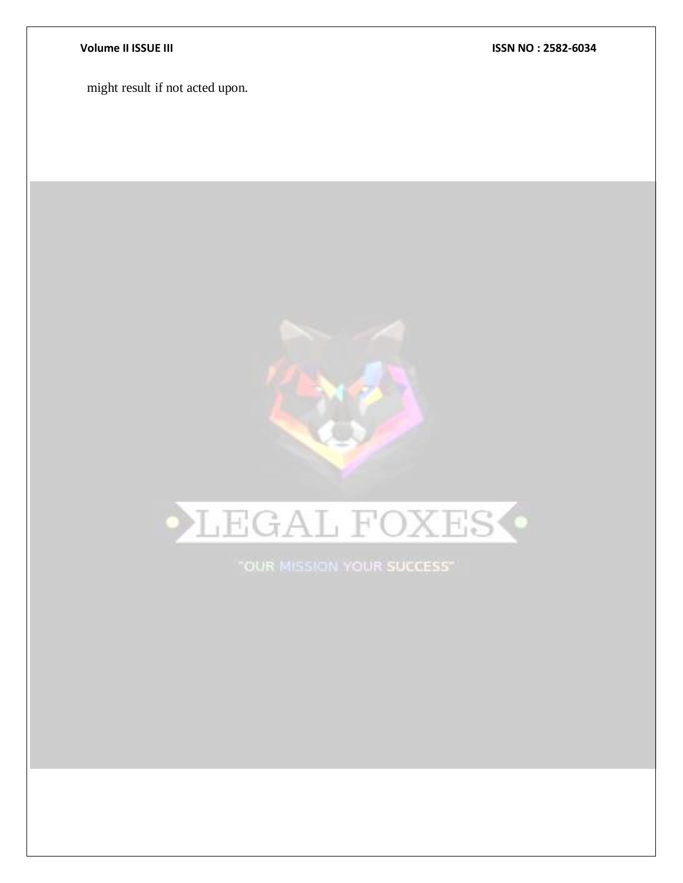might result if not acted upon.